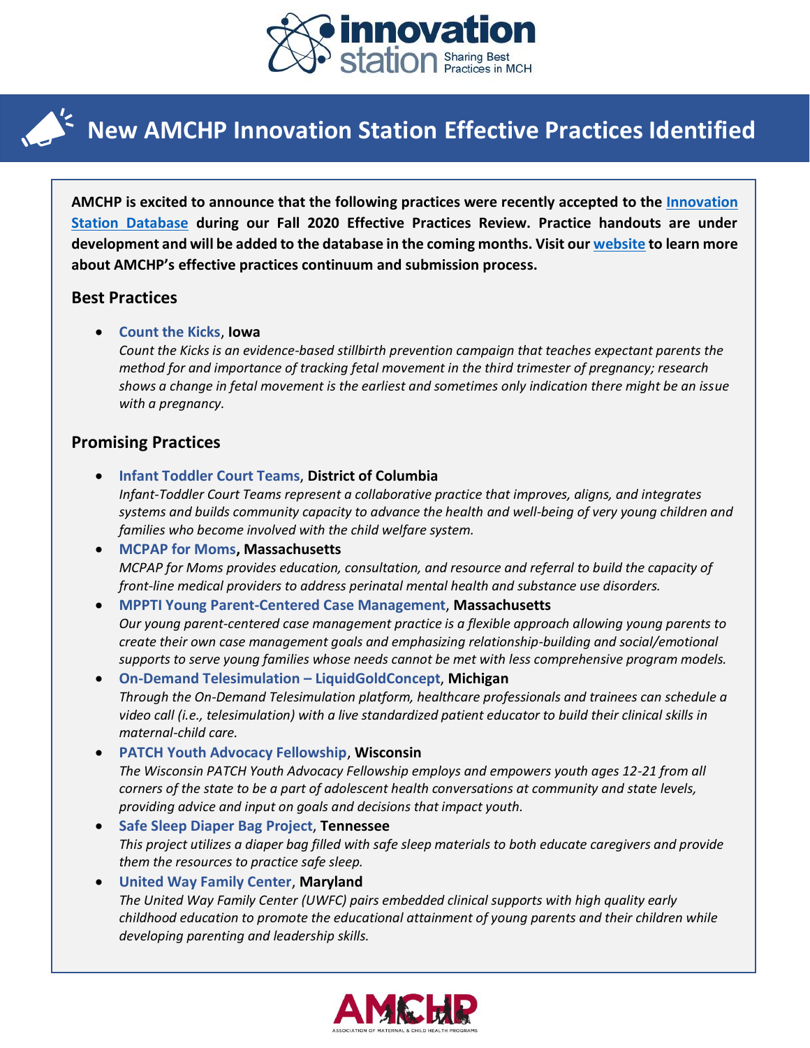# New AMCHP Innovation Station Effective Practices Identified

**AMCHP is excited to announce that the following practices were recently accepted to the Innovation Station Database during our Fall 2020 Effective Practices Review. Practice handouts are under development and will be added to the database in the coming months. Visit our website to learn more about AMCHP's effective practices continuum and submission process.**

## Best Practices

- **Count the Kicks**, **Iowa**
  *Count the Kicks is an evidence-based stillbirth prevention campaign that teaches expectant parents the method for and importance of tracking fetal movement in the third trimester of pregnancy; research shows a change in fetal movement is the earliest and sometimes only indication there might be an issue with a pregnancy.*

## Promising Practices

- **Infant Toddler Court Teams**, **District of Columbia**
  *Infant-Toddler Court Teams represent a collaborative practice that improves, aligns, and integrates systems and builds community capacity to advance the health and well-being of very young children and families who become involved with the child welfare system.*
- **MCPAP for Moms**, **Massachusetts**
  *MCPAP for Moms provides education, consultation, and resource and referral to build the capacity of front-line medical providers to address perinatal mental health and substance use disorders.*
- **MPPTI Young Parent-Centered Case Management**, **Massachusetts**
  *Our young parent-centered case management practice is a flexible approach allowing young parents to create their own case management goals and emphasizing relationship-building and social/emotional supports to serve young families whose needs cannot be met with less comprehensive program models.*
- **On-Demand Telesimulation – LiquidGoldConcept**, **Michigan**
  *Through the On-Demand Telesimulation platform, healthcare professionals and trainees can schedule a video call (i.e., telesimulation) with a live standardized patient educator to build their clinical skills in maternal-child care.*
- **PATCH Youth Advocacy Fellowship**, **Wisconsin**
  *The Wisconsin PATCH Youth Advocacy Fellowship employs and empowers youth ages 12-21 from all corners of the state to be a part of adolescent health conversations at community and state levels, providing advice and input on goals and decisions that impact youth.*
- **Safe Sleep Diaper Bag Project**, **Tennessee**
  *This project utilizes a diaper bag filled with safe sleep materials to both educate caregivers and provide them the resources to practice safe sleep.*
- **United Way Family Center**, **Maryland**
  *The United Way Family Center (UWFC) pairs embedded clinical supports with high quality early childhood education to promote the educational attainment of young parents and their children while developing parenting and leadership skills.*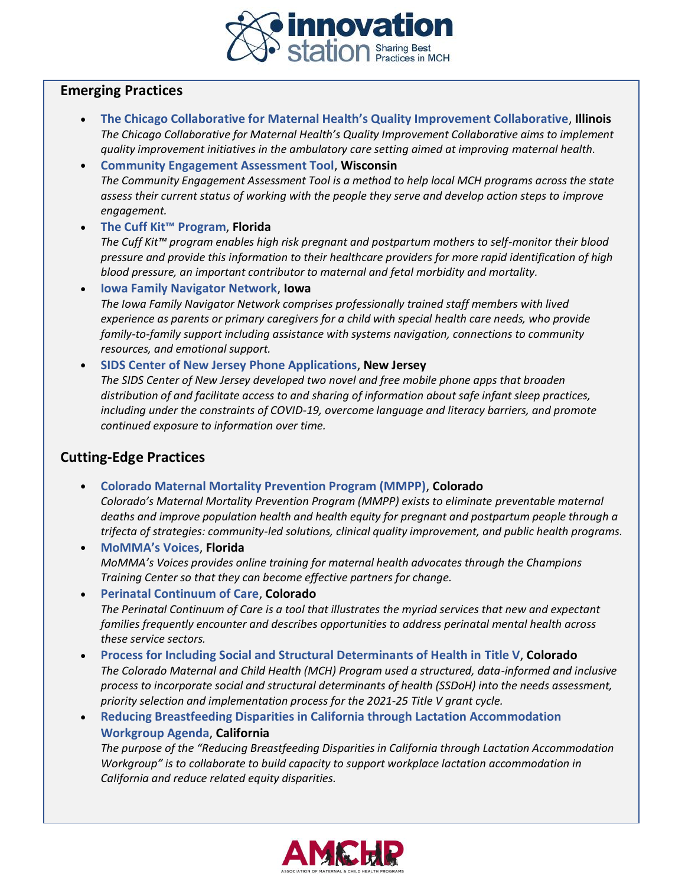## Emerging Practices

- **The Chicago Collaborative for Maternal Health's Quality Improvement Collaborative**, **Illinois**
  *The Chicago Collaborative for Maternal Health's Quality Improvement Collaborative aims to implement quality improvement initiatives in the ambulatory care setting aimed at improving maternal health.*
- **Community Engagement Assessment Tool**, **Wisconsin**
  *The Community Engagement Assessment Tool is a method to help local MCH programs across the state assess their current status of working with the people they serve and develop action steps to improve engagement.*
- **The Cuff Kit™ Program**, **Florida**
  *The Cuff Kit™ program enables high risk pregnant and postpartum mothers to self-monitor their blood pressure and provide this information to their healthcare providers for more rapid identification of high blood pressure, an important contributor to maternal and fetal morbidity and mortality.*
- **Iowa Family Navigator Network**, **Iowa**
  *The Iowa Family Navigator Network comprises professionally trained staff members with lived experience as parents or primary caregivers for a child with special health care needs, who provide family-to-family support including assistance with systems navigation, connections to community resources, and emotional support.*
- **SIDS Center of New Jersey Phone Applications**, **New Jersey**
  *The SIDS Center of New Jersey developed two novel and free mobile phone apps that broaden distribution of and facilitate access to and sharing of information about safe infant sleep practices, including under the constraints of COVID-19, overcome language and literacy barriers, and promote continued exposure to information over time.*

## Cutting-Edge Practices

- **Colorado Maternal Mortality Prevention Program (MMPP)**, **Colorado**
  *Colorado's Maternal Mortality Prevention Program (MMPP) exists to eliminate preventable maternal deaths and improve population health and health equity for pregnant and postpartum people through a trifecta of strategies: community-led solutions, clinical quality improvement, and public health programs.*
- **MoMMA's Voices**, **Florida**
  *MoMMA's Voices provides online training for maternal health advocates through the Champions Training Center so that they can become effective partners for change.*
- **Perinatal Continuum of Care**, **Colorado**
  *The Perinatal Continuum of Care is a tool that illustrates the myriad services that new and expectant families frequently encounter and describes opportunities to address perinatal mental health across these service sectors.*
- **Process for Including Social and Structural Determinants of Health in Title V**, **Colorado**
  *The Colorado Maternal and Child Health (MCH) Program used a structured, data-informed and inclusive process to incorporate social and structural determinants of health (SSDoH) into the needs assessment, priority selection and implementation process for the 2021-25 Title V grant cycle.*
- **Reducing Breastfeeding Disparities in California through Lactation Accommodation Workgroup Agenda**, **California**
  *The purpose of the "Reducing Breastfeeding Disparities in California through Lactation Accommodation Workgroup" is to collaborate to build capacity to support workplace lactation accommodation in California and reduce related equity disparities.*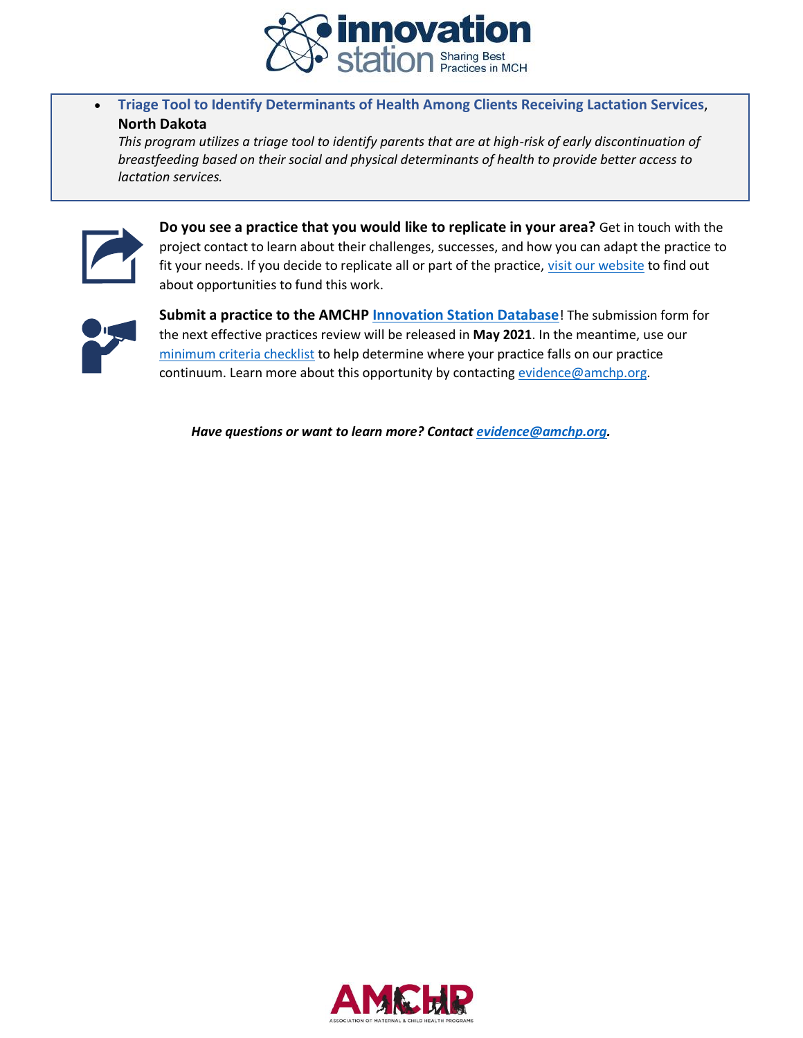- **Triage Tool to Identify Determinants of Health Among Clients Receiving Lactation Services**, **North Dakota**
  *This program utilizes a triage tool to identify parents that are at high-risk of early discontinuation of breastfeeding based on their social and physical determinants of health to provide better access to lactation services.*

**Do you see a practice that you would like to replicate in your area?** Get in touch with the project contact to learn about their challenges, successes, and how you can adapt the practice to fit your needs. If you decide to replicate all or part of the practice, visit our website to find out about opportunities to fund this work.

**Submit a practice to the AMCHP Innovation Station Database**! The submission form for the next effective practices review will be released in **May 2021**. In the meantime, use our minimum criteria checklist to help determine where your practice falls on our practice continuum. Learn more about this opportunity by contacting evidence@amchp.org.

***Have questions or want to learn more? Contact evidence@amchp.org.***